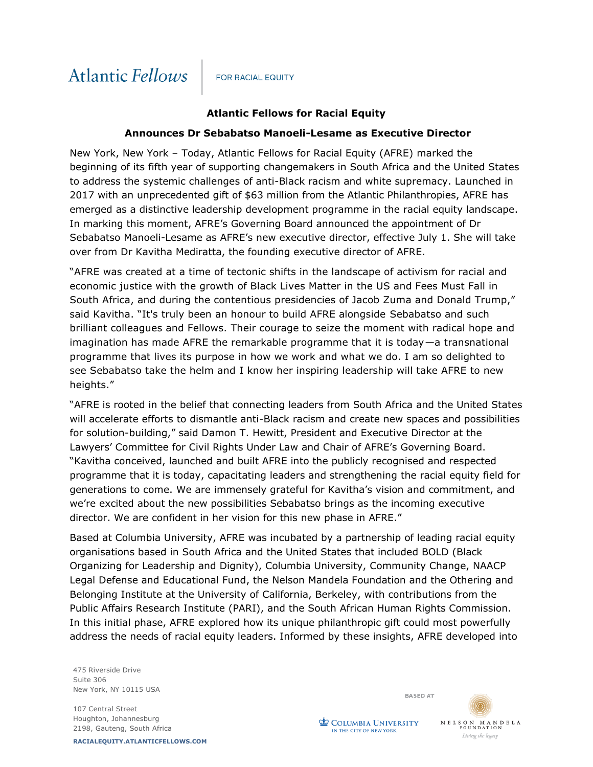Atlantic Fellows | FOR RACIAL EQUITY

**Atlantic Fellows for Racial Equity**

**Announces Dr Sebabatso Manoeli-Lesame as Executive Director**

New York, New York – Today, Atlantic Fellows for Racial Equity (AFRE) marked the beginning of its fifth year of supporting changemakers in South Africa and the United States to address the systemic challenges of anti-Black racism and white supremacy. Launched in 2017 with an unprecedented gift of $63 million from the Atlantic Philanthropies, AFRE has emerged as a distinctive leadership development programme in the racial equity landscape. In marking this moment, AFRE's Governing Board announced the appointment of Dr Sebabatso Manoeli-Lesame as AFRE's new executive director, effective July 1. She will take over from Dr Kavitha Mediratta, the founding executive director of AFRE.

"AFRE was created at a time of tectonic shifts in the landscape of activism for racial and economic justice with the growth of Black Lives Matter in the US and Fees Must Fall in South Africa, and during the contentious presidencies of Jacob Zuma and Donald Trump," said Kavitha. "It's truly been an honour to build AFRE alongside Sebabatso and such brilliant colleagues and Fellows. Their courage to seize the moment with radical hope and imagination has made AFRE the remarkable programme that it is today—a transnational programme that lives its purpose in how we work and what we do. I am so delighted to see Sebabatso take the helm and I know her inspiring leadership will take AFRE to new heights."

"AFRE is rooted in the belief that connecting leaders from South Africa and the United States will accelerate efforts to dismantle anti-Black racism and create new spaces and possibilities for solution-building," said Damon T. Hewitt, President and Executive Director at the Lawyers' Committee for Civil Rights Under Law and Chair of AFRE's Governing Board. "Kavitha conceived, launched and built AFRE into the publicly recognised and respected programme that it is today, capacitating leaders and strengthening the racial equity field for generations to come. We are immensely grateful for Kavitha's vision and commitment, and we're excited about the new possibilities Sebabatso brings as the incoming executive director. We are confident in her vision for this new phase in AFRE."

Based at Columbia University, AFRE was incubated by a partnership of leading racial equity organisations based in South Africa and the United States that included BOLD (Black Organizing for Leadership and Dignity), Columbia University, Community Change, NAACP Legal Defense and Educational Fund, the Nelson Mandela Foundation and the Othering and Belonging Institute at the University of California, Berkeley, with contributions from the Public Affairs Research Institute (PARI), and the South African Human Rights Commission. In this initial phase, AFRE explored how its unique philanthropic gift could most powerfully address the needs of racial equity leaders. Informed by these insights, AFRE developed into

475 Riverside Drive
Suite 306
New York, NY 10115 USA

107 Central Street
Houghton, Johannesburg
2198, Gauteng, South Africa

RACIALEQUITY.ATLANTICFELLOWS.COM

BASED AT Columbia University in the City of New York | Nelson Mandela Foundation — Living the legacy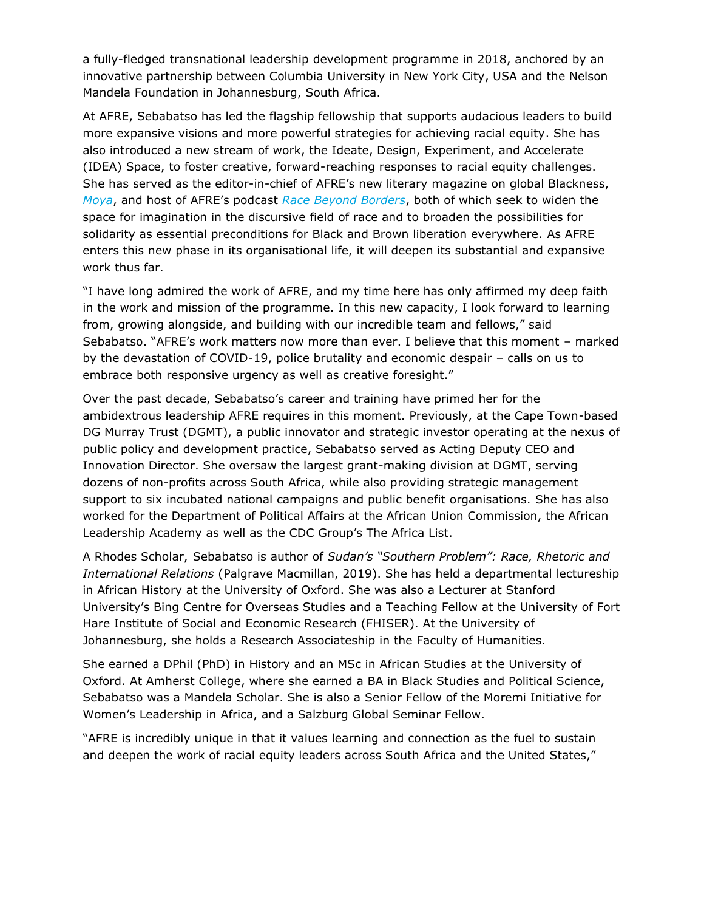a fully-fledged transnational leadership development programme in 2018, anchored by an innovative partnership between Columbia University in New York City, USA and the Nelson Mandela Foundation in Johannesburg, South Africa.

At AFRE, Sebabatso has led the flagship fellowship that supports audacious leaders to build more expansive visions and more powerful strategies for achieving racial equity. She has also introduced a new stream of work, the Ideate, Design, Experiment, and Accelerate (IDEA) Space, to foster creative, forward-reaching responses to racial equity challenges. She has served as the editor-in-chief of AFRE's new literary magazine on global Blackness, *Moya*, and host of AFRE's podcast *Race Beyond Borders*, both of which seek to widen the space for imagination in the discursive field of race and to broaden the possibilities for solidarity as essential preconditions for Black and Brown liberation everywhere. As AFRE enters this new phase in its organisational life, it will deepen its substantial and expansive work thus far.

"I have long admired the work of AFRE, and my time here has only affirmed my deep faith in the work and mission of the programme. In this new capacity, I look forward to learning from, growing alongside, and building with our incredible team and fellows," said Sebabatso. "AFRE's work matters now more than ever. I believe that this moment – marked by the devastation of COVID-19, police brutality and economic despair – calls on us to embrace both responsive urgency as well as creative foresight."

Over the past decade, Sebabatso's career and training have primed her for the ambidextrous leadership AFRE requires in this moment. Previously, at the Cape Town-based DG Murray Trust (DGMT), a public innovator and strategic investor operating at the nexus of public policy and development practice, Sebabatso served as Acting Deputy CEO and Innovation Director. She oversaw the largest grant-making division at DGMT, serving dozens of non-profits across South Africa, while also providing strategic management support to six incubated national campaigns and public benefit organisations. She has also worked for the Department of Political Affairs at the African Union Commission, the African Leadership Academy as well as the CDC Group's The Africa List.

A Rhodes Scholar, Sebabatso is author of *Sudan's "Southern Problem": Race, Rhetoric and International Relations* (Palgrave Macmillan, 2019). She has held a departmental lectureship in African History at the University of Oxford. She was also a Lecturer at Stanford University's Bing Centre for Overseas Studies and a Teaching Fellow at the University of Fort Hare Institute of Social and Economic Research (FHISER). At the University of Johannesburg, she holds a Research Associateship in the Faculty of Humanities.

She earned a DPhil (PhD) in History and an MSc in African Studies at the University of Oxford. At Amherst College, where she earned a BA in Black Studies and Political Science, Sebabatso was a Mandela Scholar. She is also a Senior Fellow of the Moremi Initiative for Women's Leadership in Africa, and a Salzburg Global Seminar Fellow.

"AFRE is incredibly unique in that it values learning and connection as the fuel to sustain and deepen the work of racial equity leaders across South Africa and the United States,"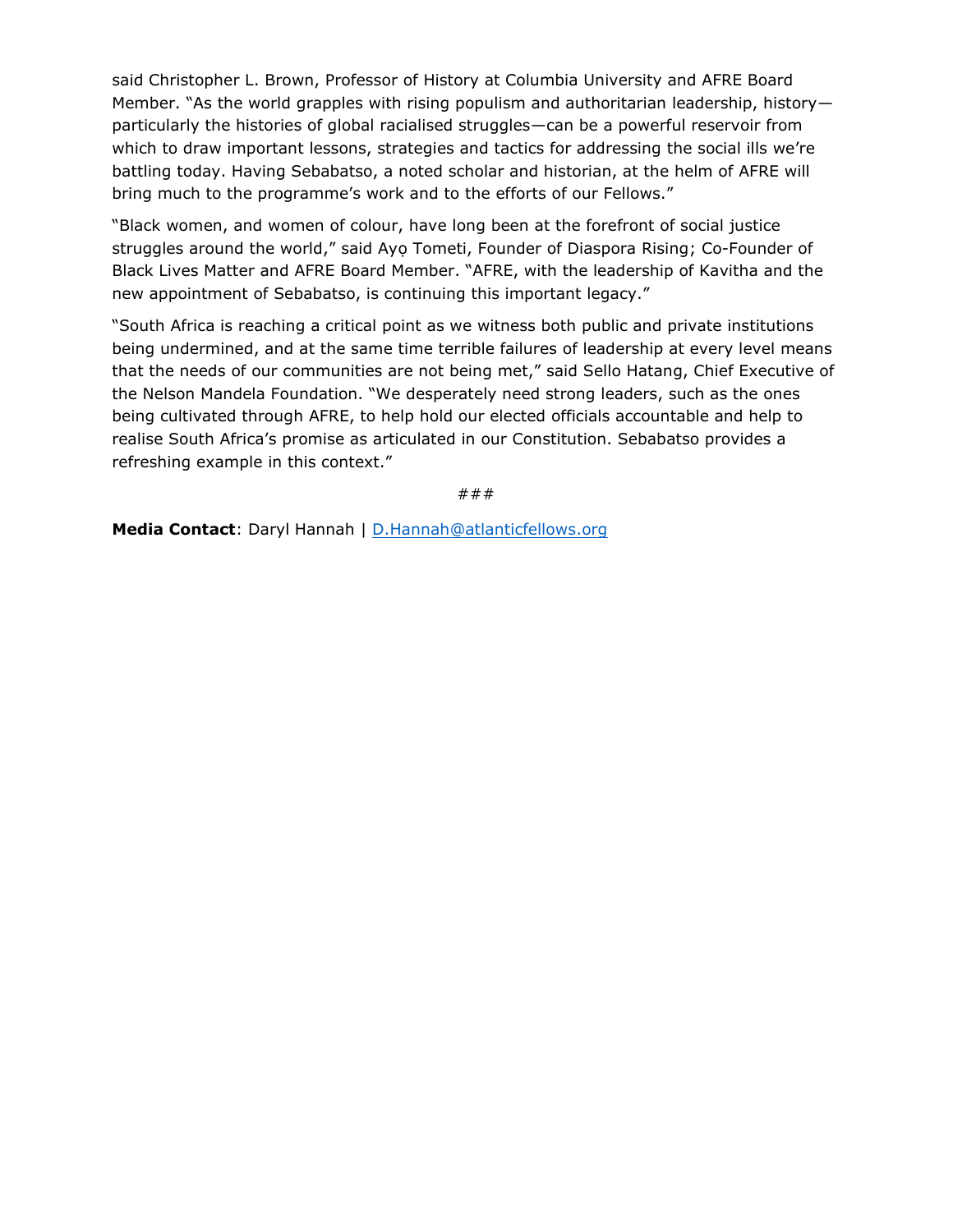said Christopher L. Brown, Professor of History at Columbia University and AFRE Board Member. "As the world grapples with rising populism and authoritarian leadership, history—particularly the histories of global racialised struggles—can be a powerful reservoir from which to draw important lessons, strategies and tactics for addressing the social ills we're battling today. Having Sebabatso, a noted scholar and historian, at the helm of AFRE will bring much to the programme's work and to the efforts of our Fellows."

"Black women, and women of colour, have long been at the forefront of social justice struggles around the world," said Ayọ Tometi, Founder of Diaspora Rising; Co-Founder of Black Lives Matter and AFRE Board Member. "AFRE, with the leadership of Kavitha and the new appointment of Sebabatso, is continuing this important legacy."

"South Africa is reaching a critical point as we witness both public and private institutions being undermined, and at the same time terrible failures of leadership at every level means that the needs of our communities are not being met," said Sello Hatang, Chief Executive of the Nelson Mandela Foundation. "We desperately need strong leaders, such as the ones being cultivated through AFRE, to help hold our elected officials accountable and help to realise South Africa's promise as articulated in our Constitution. Sebabatso provides a refreshing example in this context."

###

**Media Contact**: Daryl Hannah | D.Hannah@atlanticfellows.org